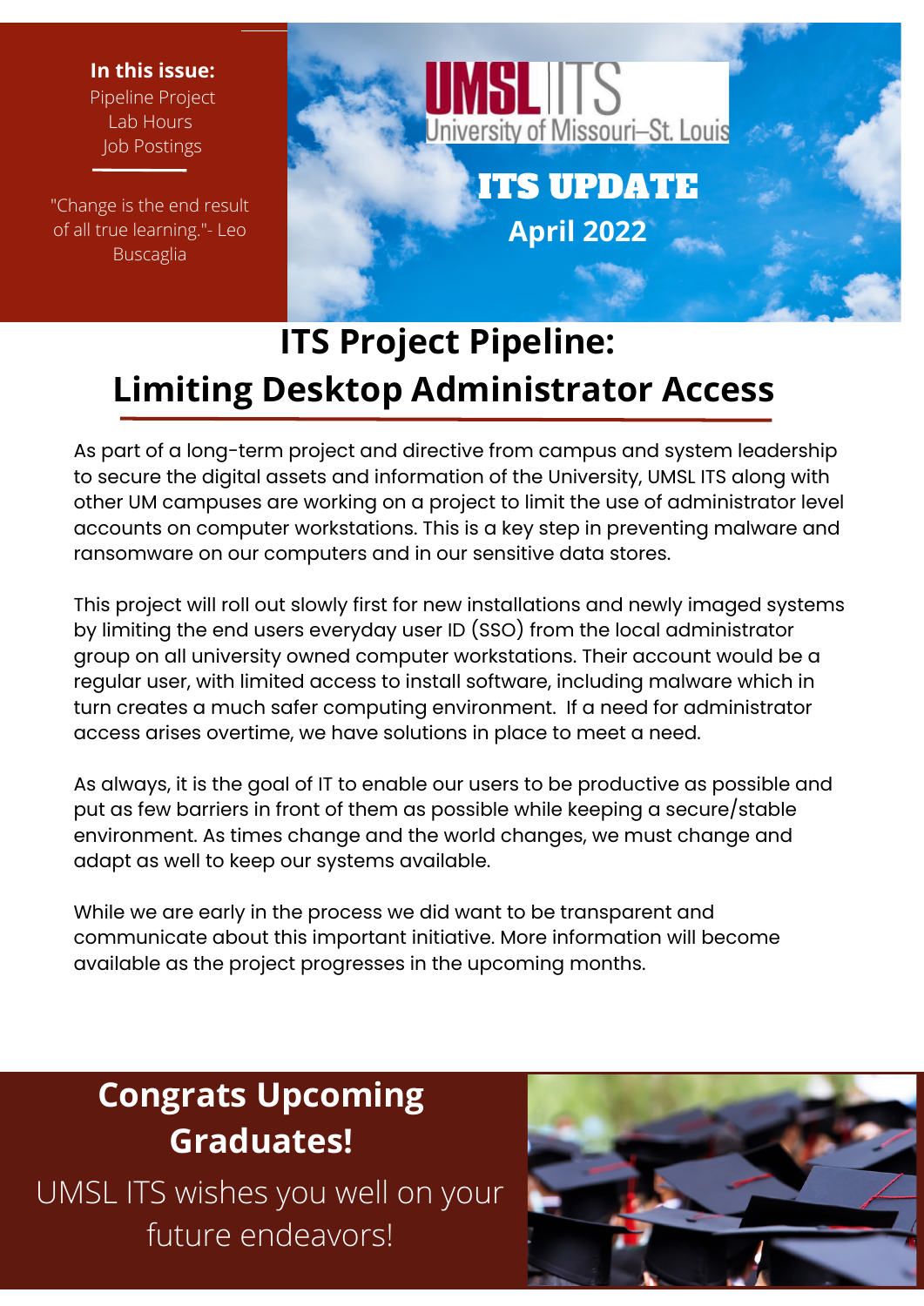**In this issue:**
Pipeline Project
Lab Hours
Job Postings

"Change is the end result of all true learning."- Leo Buscaglia

UMSL | ITS
University of Missouri–St. Louis

# ITS UPDATE

**April 2022**

## ITS Project Pipeline: Limiting Desktop Administrator Access

As part of a long-term project and directive from campus and system leadership to secure the digital assets and information of the University, UMSL ITS along with other UM campuses are working on a project to limit the use of administrator level accounts on computer workstations. This is a key step in preventing malware and ransomware on our computers and in our sensitive data stores.

This project will roll out slowly first for new installations and newly imaged systems by limiting the end users everyday user ID (SSO) from the local administrator group on all university owned computer workstations. Their account would be a regular user, with limited access to install software, including malware which in turn creates a much safer computing environment. If a need for administrator access arises overtime, we have solutions in place to meet a need.

As always, it is the goal of IT to enable our users to be productive as possible and put as few barriers in front of them as possible while keeping a secure/stable environment. As times change and the world changes, we must change and adapt as well to keep our systems available.

While we are early in the process we did want to be transparent and communicate about this important initiative. More information will become available as the project progresses in the upcoming months.

## Congrats Upcoming Graduates!

UMSL ITS wishes you well on your future endeavors!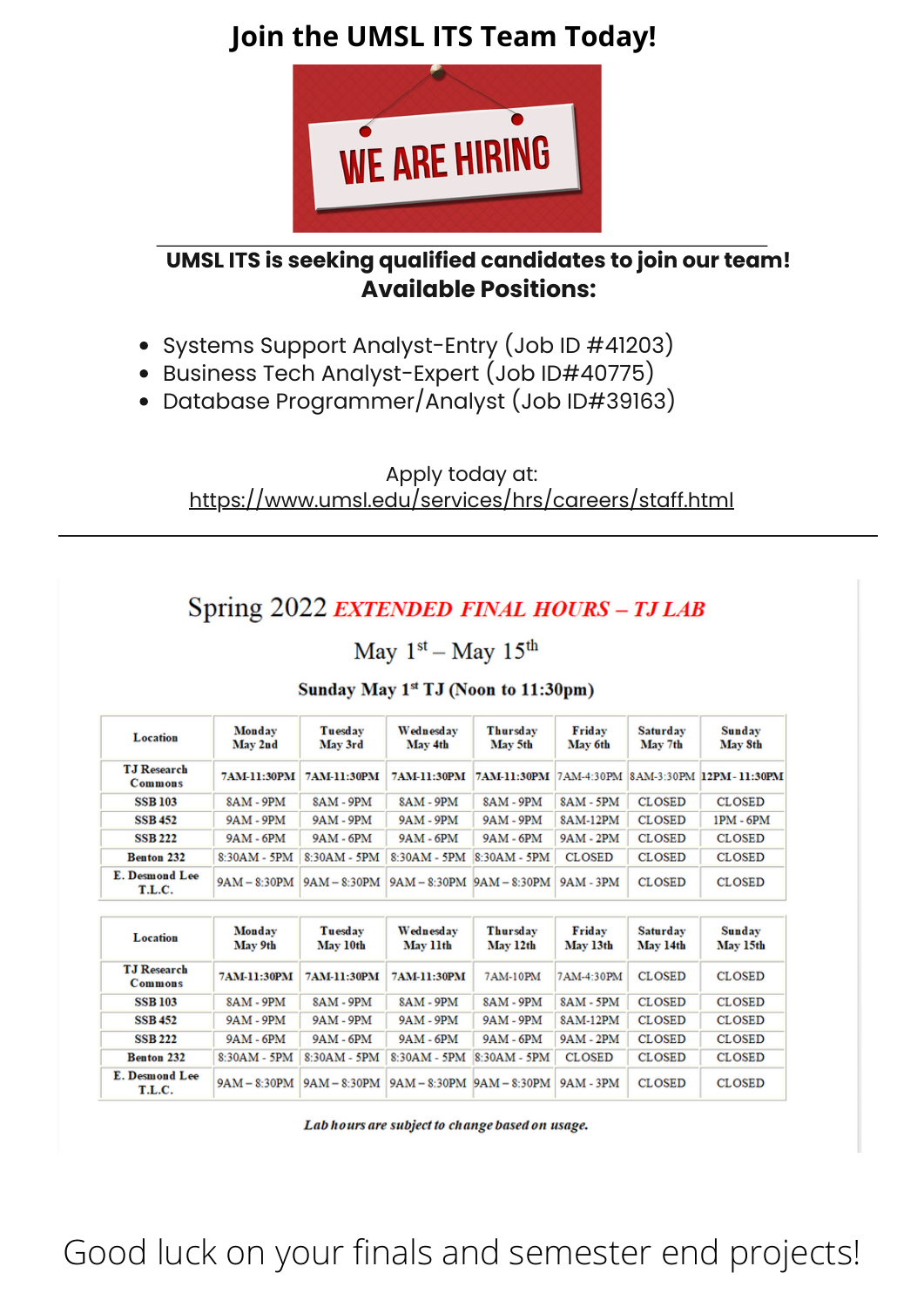# Join the UMSL ITS Team Today!

WE ARE HIRING

**UMSL ITS is seeking qualified candidates to join our team!**
**Available Positions:**

- Systems Support Analyst-Entry (Job ID #41203)
- Business Tech Analyst-Expert (Job ID#40775)
- Database Programmer/Analyst (Job ID#39163)

Apply today at:
https://www.umsl.edu/services/hrs/careers/staff.html

---

## Spring 2022 *EXTENDED FINAL HOURS – TJ LAB*

May 1st – May 15th

**Sunday May 1st TJ (Noon to 11:30pm)**

| Location | Monday May 2nd | Tuesday May 3rd | Wednesday May 4th | Thursday May 5th | Friday May 6th | Saturday May 7th | Sunday May 8th |
|---|---|---|---|---|---|---|---|
| TJ Research Commons | 7AM-11:30PM | 7AM-11:30PM | 7AM-11:30PM | 7AM-11:30PM | 7AM-4:30PM | 8AM-3:30PM | 12PM - 11:30PM |
| SSB 103 | 8AM - 9PM | 8AM - 9PM | 8AM - 9PM | 8AM - 9PM | 8AM - 5PM | CLOSED | CLOSED |
| SSB 452 | 9AM - 9PM | 9AM - 9PM | 9AM - 9PM | 9AM - 9PM | 8AM-12PM | CLOSED | 1PM - 6PM |
| SSB 222 | 9AM - 6PM | 9AM - 6PM | 9AM - 6PM | 9AM - 6PM | 9AM - 2PM | CLOSED | CLOSED |
| Benton 232 | 8:30AM - 5PM | 8:30AM - 5PM | 8:30AM - 5PM | 8:30AM - 5PM | CLOSED | CLOSED | CLOSED |
| E. Desmond Lee T.L.C. | 9AM – 8:30PM | 9AM – 8:30PM | 9AM – 8:30PM | 9AM – 8:30PM | 9AM - 3PM | CLOSED | CLOSED |

| Location | Monday May 9th | Tuesday May 10th | Wednesday May 11th | Thursday May 12th | Friday May 13th | Saturday May 14th | Sunday May 15th |
|---|---|---|---|---|---|---|---|
| TJ Research Commons | 7AM-11:30PM | 7AM-11:30PM | 7AM-11:30PM | 7AM-10PM | 7AM-4:30PM | CLOSED | CLOSED |
| SSB 103 | 8AM - 9PM | 8AM - 9PM | 8AM - 9PM | 8AM - 9PM | 8AM - 5PM | CLOSED | CLOSED |
| SSB 452 | 9AM - 9PM | 9AM - 9PM | 9AM - 9PM | 9AM - 9PM | 8AM-12PM | CLOSED | CLOSED |
| SSB 222 | 9AM - 6PM | 9AM - 6PM | 9AM - 6PM | 9AM - 6PM | 9AM - 2PM | CLOSED | CLOSED |
| Benton 232 | 8:30AM - 5PM | 8:30AM - 5PM | 8:30AM - 5PM | 8:30AM - 5PM | CLOSED | CLOSED | CLOSED |
| E. Desmond Lee T.L.C. | 9AM – 8:30PM | 9AM – 8:30PM | 9AM – 8:30PM | 9AM – 8:30PM | 9AM - 3PM | CLOSED | CLOSED |

***Lab hours are subject to change based on usage.***

Good luck on your finals and semester end projects!